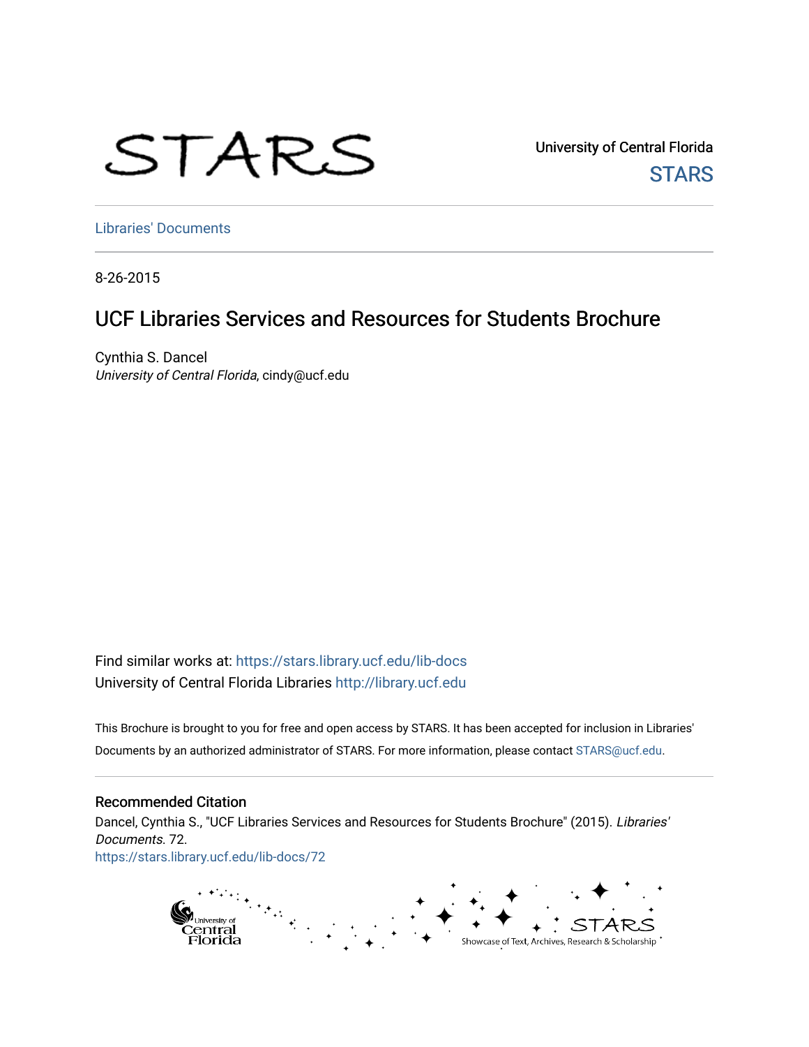STARS

University of Central Florida
STARS

Libraries' Documents

8-26-2015

# UCF Libraries Services and Resources for Students Brochure

Cynthia S. Dancel
*University of Central Florida*, cindy@ucf.edu

Find similar works at: https://stars.library.ucf.edu/lib-docs
University of Central Florida Libraries http://library.ucf.edu

This Brochure is brought to you for free and open access by STARS. It has been accepted for inclusion in Libraries' Documents by an authorized administrator of STARS. For more information, please contact STARS@ucf.edu.

## Recommended Citation

Dancel, Cynthia S., "UCF Libraries Services and Resources for Students Brochure" (2015). *Libraries' Documents*. 72.
https://stars.library.ucf.edu/lib-docs/72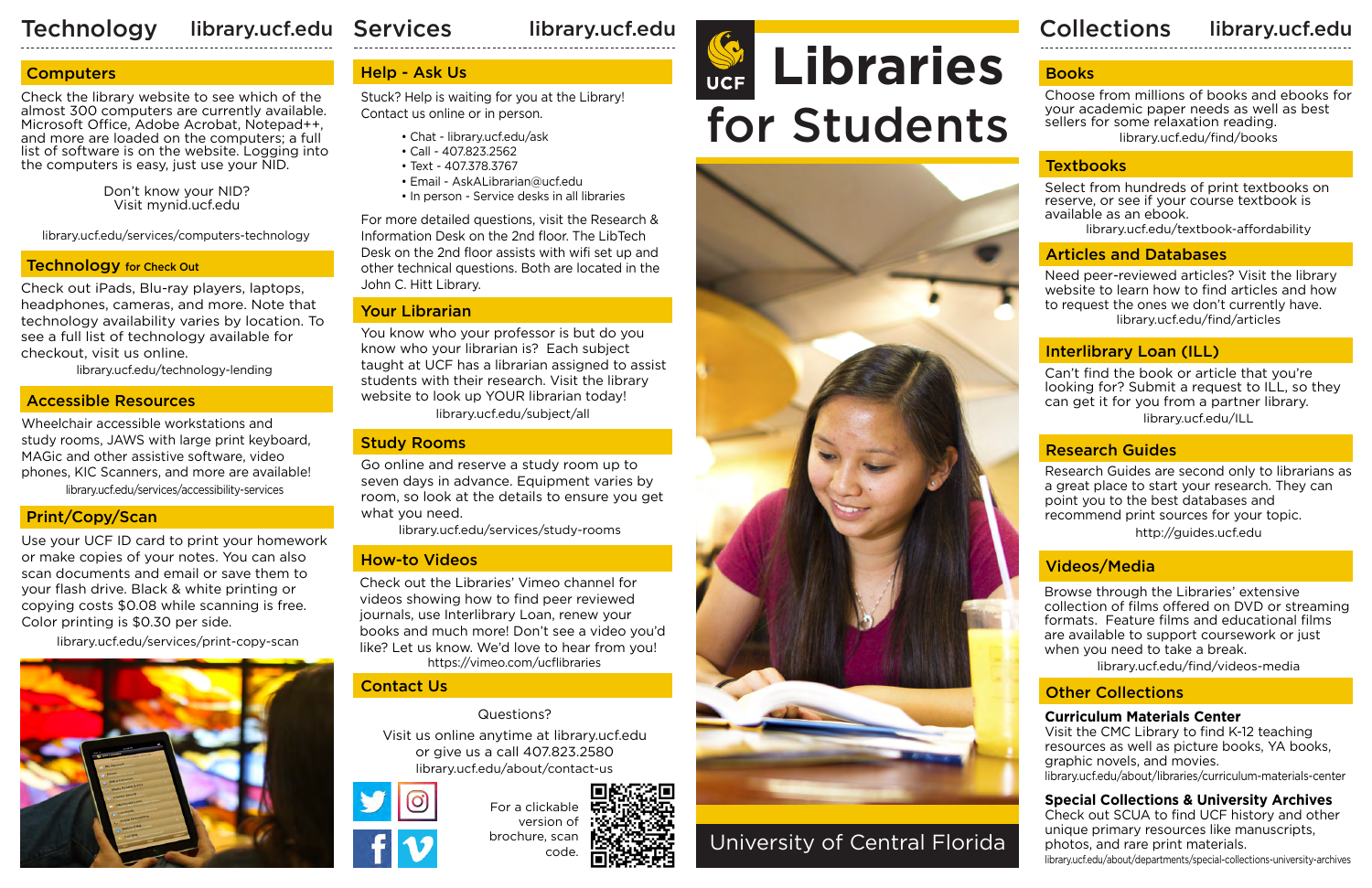# Technology — library.ucf.edu

## Computers

Check the library website to see which of the almost 300 computers are currently available. Microsoft Office, Adobe Acrobat, Notepad++, and more are loaded on the computers; a full list of software is on the website. Logging into the computers is easy, just use your NID.

Don't know your NID?
Visit mynid.ucf.edu

library.ucf.edu/services/computers-technology

## Technology for Check Out

Check out iPads, Blu-ray players, laptops, headphones, cameras, and more. Note that technology availability varies by location. To see a full list of technology available for checkout, visit us online.

library.ucf.edu/technology-lending

## Accessible Resources

Wheelchair accessible workstations and study rooms, JAWS with large print keyboard, MAGic and other assistive software, video phones, KIC Scanners, and more are available!

library.ucf.edu/services/accessibility-services

## Print/Copy/Scan

Use your UCF ID card to print your homework or make copies of your notes. You can also scan documents and email or save them to your flash drive. Black & white printing or copying costs $0.08 while scanning is free. Color printing is $0.30 per side.

library.ucf.edu/services/print-copy-scan

# Services — library.ucf.edu

## Help - Ask Us

Stuck? Help is waiting for you at the Library! Contact us online or in person.

- Chat - library.ucf.edu/ask
- Call - 407.823.2562
- Text - 407.378.3767
- Email - AskALibrarian@ucf.edu
- In person - Service desks in all libraries

For more detailed questions, visit the Research & Information Desk on the 2nd floor. The LibTech Desk on the 2nd floor assists with wifi set up and other technical questions. Both are located in the John C. Hitt Library.

## Your Librarian

You know who your professor is but do you know who your librarian is? Each subject taught at UCF has a librarian assigned to assist students with their research. Visit the library website to look up YOUR librarian today!

library.ucf.edu/subject/all

## Study Rooms

Go online and reserve a study room up to seven days in advance. Equipment varies by room, so look at the details to ensure you get what you need.

library.ucf.edu/services/study-rooms

## How-to Videos

Check out the Libraries' Vimeo channel for videos showing how to find peer reviewed journals, use Interlibrary Loan, renew your books and much more! Don't see a video you'd like? Let us know. We'd love to hear from you!

https://vimeo.com/ucflibraries

## Contact Us

Questions?

Visit us online anytime at library.ucf.edu or give us a call 407.823.2580

library.ucf.edu/about/contact-us

For a clickable version of brochure, scan code.

# UCF Libraries for Students

University of Central Florida

# Collections — library.ucf.edu

## Books

Choose from millions of books and ebooks for your academic paper needs as well as best sellers for some relaxation reading.

library.ucf.edu/find/books

## Textbooks

Select from hundreds of print textbooks on reserve, or see if your course textbook is available as an ebook.

library.ucf.edu/textbook-affordability

## Articles and Databases

Need peer-reviewed articles? Visit the library website to learn how to find articles and how to request the ones we don't currently have.

library.ucf.edu/find/articles

## Interlibrary Loan (ILL)

Can't find the book or article that you're looking for? Submit a request to ILL, so they can get it for you from a partner library.

library.ucf.edu/ILL

## Research Guides

Research Guides are second only to librarians as a great place to start your research. They can point you to the best databases and recommend print sources for your topic.

http://guides.ucf.edu

## Videos/Media

Browse through the Libraries' extensive collection of films offered on DVD or streaming formats. Feature films and educational films are available to support coursework or just when you need to take a break.

library.ucf.edu/find/videos-media

## Other Collections

**Curriculum Materials Center**
Visit the CMC Library to find K-12 teaching resources as well as picture books, YA books, graphic novels, and movies.
library.ucf.edu/about/libraries/curriculum-materials-center

**Special Collections & University Archives**
Check out SCUA to find UCF history and other unique primary resources like manuscripts, photos, and rare print materials.
library.ucf.edu/about/departments/special-collections-university-archives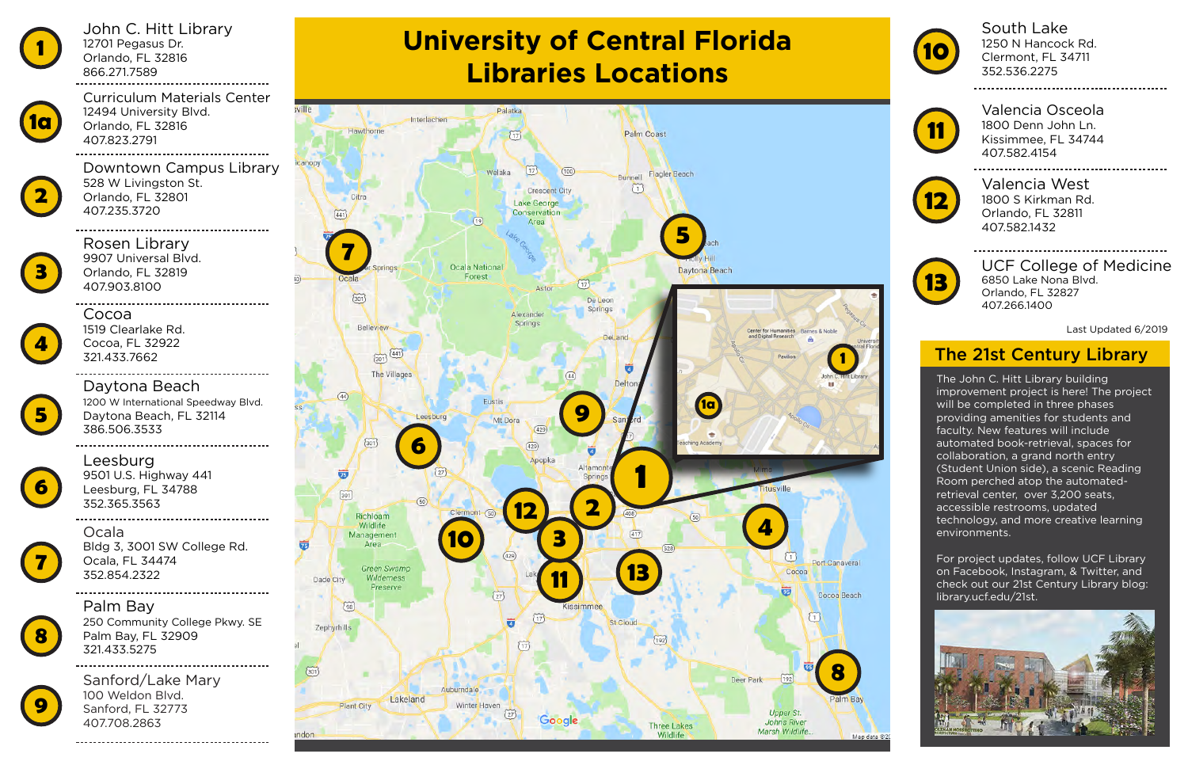# University of Central Florida Libraries Locations

**1** John C. Hitt Library
12701 Pegasus Dr.
Orlando, FL 32816
866.271.7589

**1a** Curriculum Materials Center
12494 University Blvd.
Orlando, FL 32816
407.823.2791

**2** Downtown Campus Library
528 W Livingston St.
Orlando, FL 32801
407.235.3720

**3** Rosen Library
9907 Universal Blvd.
Orlando, FL 32819
407.903.8100

**4** Cocoa
1519 Clearlake Rd.
Cocoa, FL 32922
321.433.7662

**5** Daytona Beach
1200 W International Speedway Blvd.
Daytona Beach, FL 32114
386.506.3533

**6** Leesburg
9501 U.S. Highway 441
Leesburg, FL 34788
352.365.3563

**7** Ocala
Bldg 3, 3001 SW College Rd.
Ocala, FL 34474
352.854.2322

**8** Palm Bay
250 Community College Pkwy. SE
Palm Bay, FL 32909
321.433.5275

**9** Sanford/Lake Mary
100 Weldon Blvd.
Sanford, FL 32773
407.708.2863

**10** South Lake
1250 N Hancock Rd.
Clermont, FL 34711
352.536.2275

**11** Valencia Osceola
1800 Denn John Ln.
Kissimmee, FL 34744
407.582.4154

**12** Valencia West
1800 S Kirkman Rd.
Orlando, FL 32811
407.582.1432

**13** UCF College of Medicine
6850 Lake Nona Blvd.
Orlando, FL 32827
407.266.1400

Last Updated 6/2019

## The 21st Century Library

The John C. Hitt Library building improvement project is here! The project will be completed in three phases providing amenities for students and faculty. New features will include automated book-retrieval, spaces for collaboration, a grand north entry (Student Union side), a scenic Reading Room perched atop the automated-retrieval center, over 3,200 seats, accessible restrooms, updated technology, and more creative learning environments.

For project updates, follow UCF Library on Facebook, Instagram, & Twitter, and check out our 21st Century Library blog: library.ucf.edu/21st.